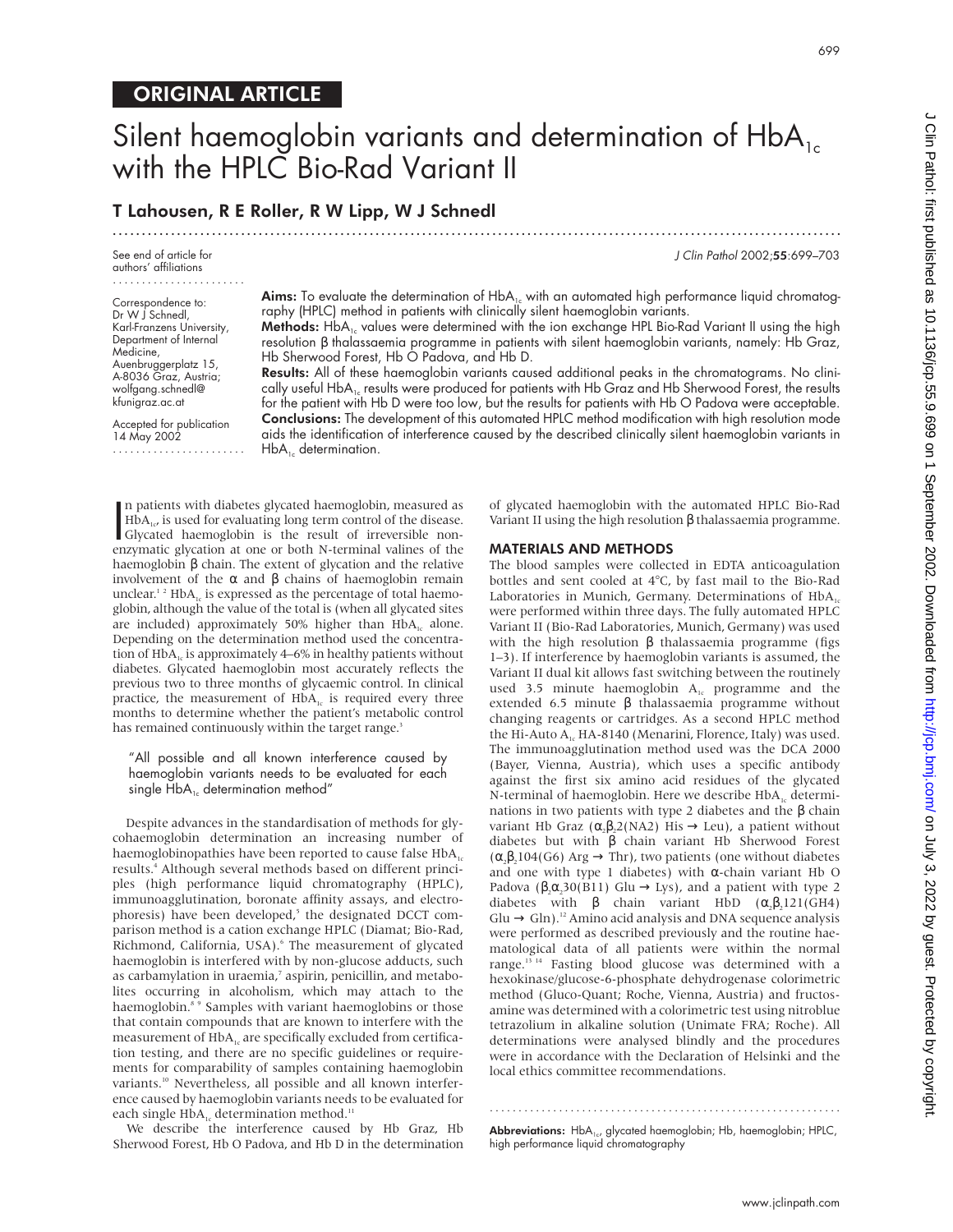## ORIGINAL ARTICLE

# Silent haemoglobin variants and determination of $HbA_{1c}$ with the HPLC Bio-Rad Variant II

**T Lahousen, R E Roller, R W Lipp, W J Schnedl**

See end of article for authors' affiliations

Correspondence to: Dr W J Schnedl, Karl-Franzens University, Department of Internal Medicine, Auenbruggerplatz 15, A-8036 Graz, Austria; wolfgang.schnedl@kfunigraz.ac.at

Accepted for publication 14 May 2002

**Aims:** To evaluate the determination of $HbA_{1c}$ with an automated high performance liquid chromatography (HPLC) method in patients with clinically silent haemoglobin variants.

**Methods:** $HbA_{1c}$ values were determined with the ion exchange HPL Bio-Rad Variant II using the high resolution β thalassaemia programme in patients with silent haemoglobin variants, namely: Hb Graz, Hb Sherwood Forest, Hb O Padova, and Hb D.

**Results:** All of these haemoglobin variants caused additional peaks in the chromatograms. No clinically useful $HbA_{1c}$ results were produced for patients with Hb Graz and Hb Sherwood Forest, the results for the patient with Hb D were too low, but the results for patients with Hb O Padova were acceptable.

**Conclusions:** The development of this automated HPLC method modification with high resolution mode aids the identification of interference caused by the described clinically silent haemoglobin variants in $HbA_{1c}$ determination.

In patients with diabetes glycated haemoglobin, measured as $HbA_{1c}$, is used for evaluating long term control of the disease. Glycated haemoglobin is the result of irreversible non-enzymatic glycation at one or both N-terminal valines of the haemoglobin β chain. The extent of glycation and the relative involvement of the α and β chains of haemoglobin remain unclear.[1,2] $HbA_{1c}$ is expressed as the percentage of total haemoglobin, although the value of the total is (when all glycated sites are included) approximately 50% higher than $HbA_{1c}$ alone. Depending on the determination method used the concentration of $HbA_{1c}$ is approximately 4–6% in healthy patients without diabetes. Glycated haemoglobin most accurately reflects the previous two to three months of glycaemic control. In clinical practice, the measurement of $HbA_{1c}$ is required every three months to determine whether the patient's metabolic control has remained continuously within the target range.[3]

> "All possible and all known interference caused by haemoglobin variants needs to be evaluated for each single $HbA_{1c}$ determination method"

Despite advances in the standardisation of methods for glycohaemoglobin determination an increasing number of haemoglobinopathies have been reported to cause false $HbA_{1c}$ results.[4] Although several methods based on different principles (high performance liquid chromatography (HPLC), immunoagglutination, boronate affinity assays, and electrophoresis) have been developed,[5] the designated DCCT comparison method is a cation exchange HPLC (Diamat; Bio-Rad, Richmond, California, USA).[6] The measurement of glycated haemoglobin is interfered with by non-glucose adducts, such as carbamylation in uraemia,[7] aspirin, penicillin, and metabolites occurring in alcoholism, which may attach to the haemoglobin.[8,9] Samples with variant haemoglobins or those that contain compounds that are known to interfere with the measurement of $HbA_{1c}$ are specifically excluded from certification testing, and there are no specific guidelines or requirements for comparability of samples containing haemoglobin variants.[10] Nevertheless, all possible and all known interference caused by haemoglobin variants needs to be evaluated for each single $HbA_{1c}$ determination method.[11]

We describe the interference caused by Hb Graz, Hb Sherwood Forest, Hb O Padova, and Hb D in the determination of glycated haemoglobin with the automated HPLC Bio-Rad Variant II using the high resolution β thalassaemia programme.

## MATERIALS AND METHODS

The blood samples were collected in EDTA anticoagulation bottles and sent cooled at 4°C, by fast mail to the Bio-Rad Laboratories in Munich, Germany. Determinations of $HbA_{1c}$ were performed within three days. The fully automated HPLC Variant II (Bio-Rad Laboratories, Munich, Germany) was used with the high resolution β thalassaemia programme (figs 1–3). If interference by haemoglobin variants is assumed, the Variant II dual kit allows fast switching between the routinely used 3.5 minute haemoglobin $A_{1c}$ programme and the extended 6.5 minute β thalassaemia programme without changing reagents or cartridges. As a second HPLC method the Hi-Auto $A_{1c}$ HA-8140 (Menarini, Florence, Italy) was used. The immunoagglutination method used was the DCA 2000 (Bayer, Vienna, Austria), which uses a specific antibody against the first six amino acid residues of the glycated N-terminal of haemoglobin. Here we describe $HbA_{1c}$ determinations in two patients with type 2 diabetes and the β chain variant Hb Graz ($\alpha_2\beta_2$2(NA2) His → Leu), a patient without diabetes but with β chain variant Hb Sherwood Forest ($\alpha_2\beta_2$104(G6) Arg → Thr), two patients (one without diabetes and one with type 1 diabetes) with α-chain variant Hb O Padova ($\beta_2\alpha_2$30(B11) Glu → Lys), and a patient with type 2 diabetes with β chain variant HbD ($\alpha_2\beta_2$121(GH4) Glu → Gln).[12] Amino acid analysis and DNA sequence analysis were performed as described previously and the routine haematological data of all patients were within the normal range.[13,14] Fasting blood glucose was determined with a hexokinase/glucose-6-phosphate dehydrogenase colorimetric method (Gluco-Quant; Roche, Vienna, Austria) and fructosamine was determined with a colorimetric test using nitroblue tetrazolium in alkaline solution (Unimate FRA; Roche). All determinations were analysed blindly and the procedures were in accordance with the Declaration of Helsinki and the local ethics committee recommendations.

**Abbreviations:** $HbA_{1c}$, glycated haemoglobin; Hb, haemoglobin; HPLC, high performance liquid chromatography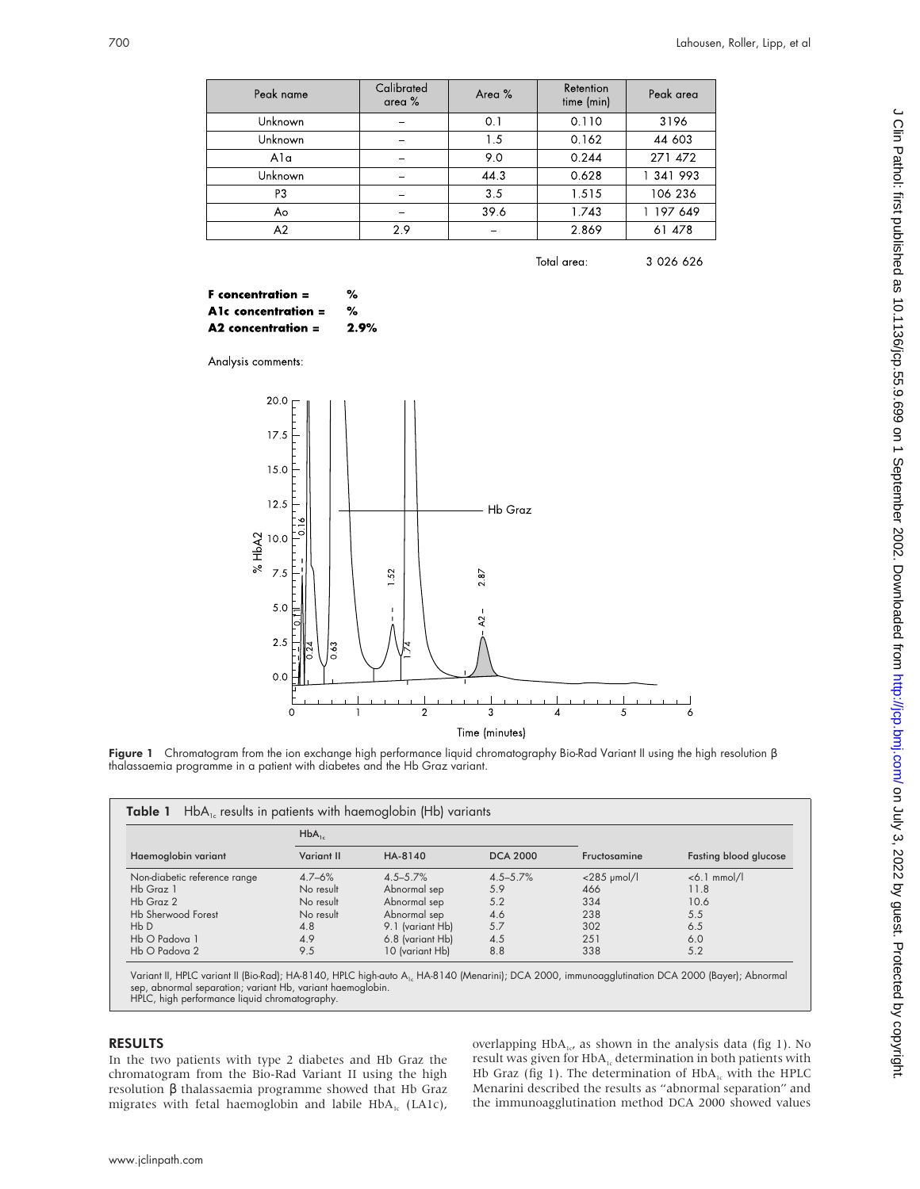| Peak name | Calibrated area % | Area % | Retention time (min) | Peak area |
|---|---|---|---|---|
| Unknown | – | 0.1 | 0.110 | 3196 |
| Unknown | – | 1.5 | 0.162 | 44 603 |
| A1a | – | 9.0 | 0.244 | 271 472 |
| Unknown | – | 44.3 | 0.628 | 1 341 993 |
| P3 | – | 3.5 | 1.515 | 106 236 |
| Ao | – | 39.6 | 1.743 | 1 197 649 |
| A2 | 2.9 | – | 2.869 | 61 478 |

Total area: 3 026 626

**F concentration =** **%**
**A1c concentration =** **%**
**A2 concentration =** **2.9%**

Analysis comments:

**Figure 1** Chromatogram from the ion exchange high performance liquid chromatography Bio-Rad Variant II using the high resolution β thalassaemia programme in a patient with diabetes and the Hb Graz variant.

**Table 1** $HbA_{1c}$ results in patients with haemoglobin (Hb) variants

| | $HbA_{1c}$ | | | | |
|---|---|---|---|---|---|
| Haemoglobin variant | Variant II | HA-8140 | DCA 2000 | Fructosamine | Fasting blood glucose |
| Non-diabetic reference range | 4.7–6% | 4.5–5.7% | 4.5–5.7% | <285 µmol/l | <6.1 mmol/l |
| Hb Graz 1 | No result | Abnormal sep | 5.9 | 466 | 11.8 |
| Hb Graz 2 | No result | Abnormal sep | 5.2 | 334 | 10.6 |
| Hb Sherwood Forest | No result | Abnormal sep | 4.6 | 238 | 5.5 |
| Hb D | 4.8 | 9.1 (variant Hb) | 5.7 | 302 | 6.5 |
| Hb O Padova 1 | 4.9 | 6.8 (variant Hb) | 4.5 | 251 | 6.0 |
| Hb O Padova 2 | 9.5 | 10 (variant Hb) | 8.8 | 338 | 5.2 |

Variant II, HPLC variant II (Bio-Rad); HA-8140, HPLC high-auto $A_{1c}$ HA-8140 (Menarini); DCA 2000, immunoagglutination DCA 2000 (Bayer); Abnormal sep, abnormal separation; variant Hb, variant haemoglobin.
HPLC, high performance liquid chromatography.

## RESULTS

In the two patients with type 2 diabetes and Hb Graz the chromatogram from the Bio-Rad Variant II using the high resolution β thalassaemia programme showed that Hb Graz migrates with fetal haemoglobin and labile $HbA_{1c}$ (LA1c), overlapping $HbA_{1c}$, as shown in the analysis data (fig 1). No result was given for $HbA_{1c}$ determination in both patients with Hb Graz (fig 1). The determination of $HbA_{1c}$ with the HPLC Menarini described the results as "abnormal separation" and the immunoagglutination method DCA 2000 showed values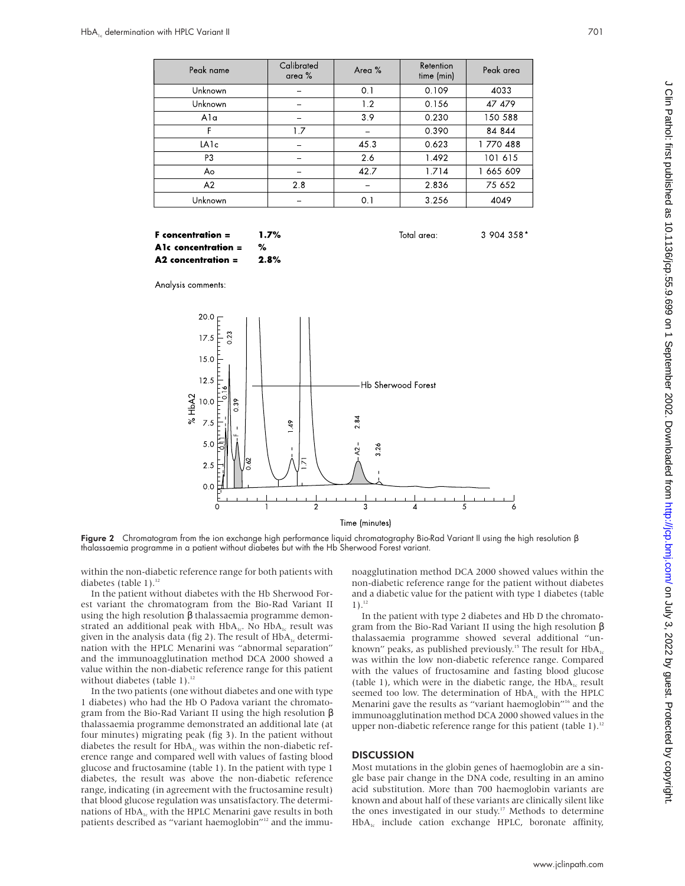| Peak name | Calibrated area % | Area % | Retention time (min) | Peak area |
| --- | --- | --- | --- | --- |
| Unknown | – | 0.1 | 0.109 | 4033 |
| Unknown | – | 1.2 | 0.156 | 47 479 |
| A1a | – | 3.9 | 0.230 | 150 588 |
| F | 1.7 | – | 0.390 | 84 844 |
| LA1c | – | 45.3 | 0.623 | 1 770 488 |
| P3 | – | 2.6 | 1.492 | 101 615 |
| Ao | – | 42.7 | 1.714 | 1 665 609 |
| A2 | 2.8 | – | 2.836 | 75 652 |
| Unknown | – | 0.1 | 3.256 | 4049 |

**F concentration =** **1.7%**
**A1c concentration =** **%**
**A2 concentration =** **2.8%**

Total area: 3 904 358*

Analysis comments:

Figure 2 Chromatogram from the ion exchange high performance liquid chromatography Bio-Rad Variant II using the high resolution β thalassaemia programme in a patient without diabetes but with the Hb Sherwood Forest variant.

within the non-diabetic reference range for both patients with diabetes (table 1).[12]

In the patient without diabetes with the Hb Sherwood Forest variant the chromatogram from the Bio-Rad Variant II using the high resolution β thalassaemia programme demonstrated an additional peak with $HbA_{1c}$. No $HbA_{1c}$ result was given in the analysis data (fig 2). The result of $HbA_{1c}$ determination with the HPLC Menarini was "abnormal separation" and the immunoagglutination method DCA 2000 showed a value within the non-diabetic reference range for this patient without diabetes (table 1).[12]

In the two patients (one without diabetes and one with type 1 diabetes) who had the Hb O Padova variant the chromatogram from the Bio-Rad Variant II using the high resolution β thalassaemia programme demonstrated an additional late (at four minutes) migrating peak (fig 3). In the patient without diabetes the result for $HbA_{1c}$ was within the non-diabetic reference range and compared well with values of fasting blood glucose and fructosamine (table 1). In the patient with type 1 diabetes, the result was above the non-diabetic reference range, indicating (in agreement with the fructosamine result) that blood glucose regulation was unsatisfactory. The determinations of $HbA_{1c}$ with the HPLC Menarini gave results in both patients described as "variant haemoglobin"[12] and the immunoagglutination method DCA 2000 showed values within the non-diabetic reference range for the patient without diabetes and a diabetic value for the patient with type 1 diabetes (table 1).[12]

In the patient with type 2 diabetes and Hb D the chromatogram from the Bio-Rad Variant II using the high resolution β thalassaemia programme showed several additional "unknown" peaks, as published previously.[15] The result for $HbA_{1c}$ was within the low non-diabetic reference range. Compared with the values of fructosamine and fasting blood glucose (table 1), which were in the diabetic range, the $HbA_{1c}$ result seemed too low. The determination of $HbA_{1c}$ with the HPLC Menarini gave the results as "variant haemoglobin"[16] and the immunoagglutination method DCA 2000 showed values in the upper non-diabetic reference range for this patient (table 1).[12]

## DISCUSSION

Most mutations in the globin genes of haemoglobin are a single base pair change in the DNA code, resulting in an amino acid substitution. More than 700 haemoglobin variants are known and about half of these variants are clinically silent like the ones investigated in our study.[17] Methods to determine $HbA_{1c}$ include cation exchange HPLC, boronate affinity,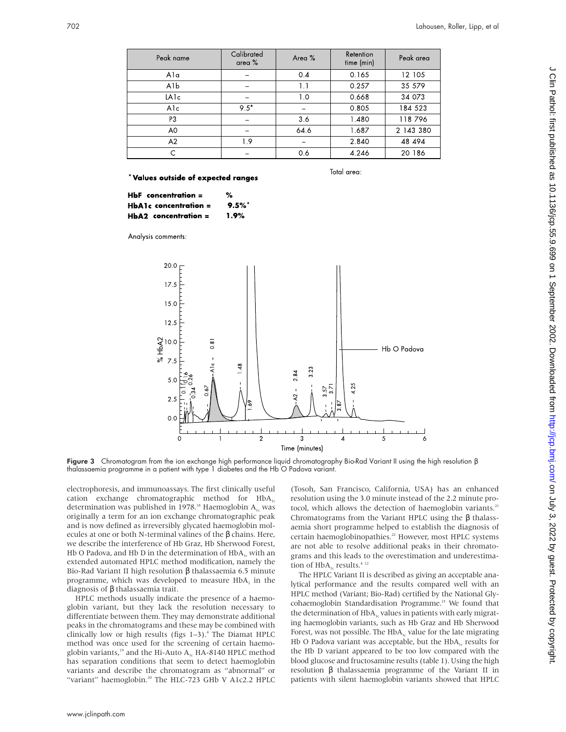| Peak name | Calibrated area % | Area % | Retention time (min) | Peak area |
|---|---|---|---|---|
| A1a | – | 0.4 | 0.165 | 12 105 |
| A1b | – | 1.1 | 0.257 | 35 579 |
| LA1c | – | 1.0 | 0.668 | 34 073 |
| A1c | 9.5* | – | 0.805 | 184 523 |
| P3 | – | 3.6 | 1.480 | 118 796 |
| A0 | – | 64.6 | 1.687 | 2 143 380 |
| A2 | 1.9 | – | 2.840 | 48 494 |
| C | – | 0.6 | 4.246 | 20 186 |

Total area:

**\*Values outside of expected ranges**

**HbF concentration =** %
**HbA1c concentration =** 9.5%*
**HbA2 concentration =** 1.9%

Analysis comments:

**Figure 3** Chromatogram from the ion exchange high performance liquid chromatography Bio-Rad Variant II using the high resolution β thalassaemia programme in a patient with type 1 diabetes and the Hb O Padova variant.

electrophoresis, and immunoassays. The first clinically useful cation exchange chromatographic method for $HbA_{1c}$ determination was published in 1978.[18] Haemoglobin $A_{1c}$ was originally a term for an ion exchange chromatographic peak and is now defined as irreversibly glycated haemoglobin molecules at one or both N-terminal valines of the β chains. Here, we describe the interference of Hb Graz, Hb Sherwood Forest, Hb O Padova, and Hb D in the determination of $HbA_{1c}$ with an extended automated HPLC method modification, namely the Bio-Rad Variant II high resolution β thalassaemia 6.5 minute programme, which was developed to measure $HbA_2$ in the diagnosis of β thalassaemia trait.

HPLC methods usually indicate the presence of a haemoglobin variant, but they lack the resolution necessary to differentiate between them. They may demonstrate additional peaks in the chromatograms and these may be combined with clinically low or high results (figs 1–3).[4] The Diamat HPLC method was once used for the screening of certain haemoglobin variants,[19] and the Hi-Auto $A_{1c}$ HA-8140 HPLC method has separation conditions that seem to detect haemoglobin variants and describe the chromatogram as "abnormal" or "variant" haemoglobin.[20] The HLC-723 GHb V A1c2.2 HPLC (Tosoh, San Francisco, California, USA) has an enhanced resolution using the 3.0 minute instead of the 2.2 minute protocol, which allows the detection of haemoglobin variants.[21] Chromatograms from the Variant HPLC using the β thalassaemia short programme helped to establish the diagnosis of certain haemoglobinopathies.[22] However, most HPLC systems are not able to resolve additional peaks in their chromatograms and this leads to the overestimation and underestimation of $HbA_{1c}$ results.[4,12]

The HPLC Variant II is described as giving an acceptable analytical performance and the results compared well with an HPLC method (Variant; Bio-Rad) certified by the National Glycohaemoglobin Standardisation Programme.[15] We found that the determination of $HbA_{1c}$ values in patients with early migrating haemoglobin variants, such as Hb Graz and Hb Sherwood Forest, was not possible. The $HbA_{1c}$ value for the late migrating Hb O Padova variant was acceptable, but the $HbA_{1c}$ results for the Hb D variant appeared to be too low compared with the blood glucose and fructosamine results (table 1). Using the high resolution β thalassaemia programme of the Variant II in patients with silent haemoglobin variants showed that HPLC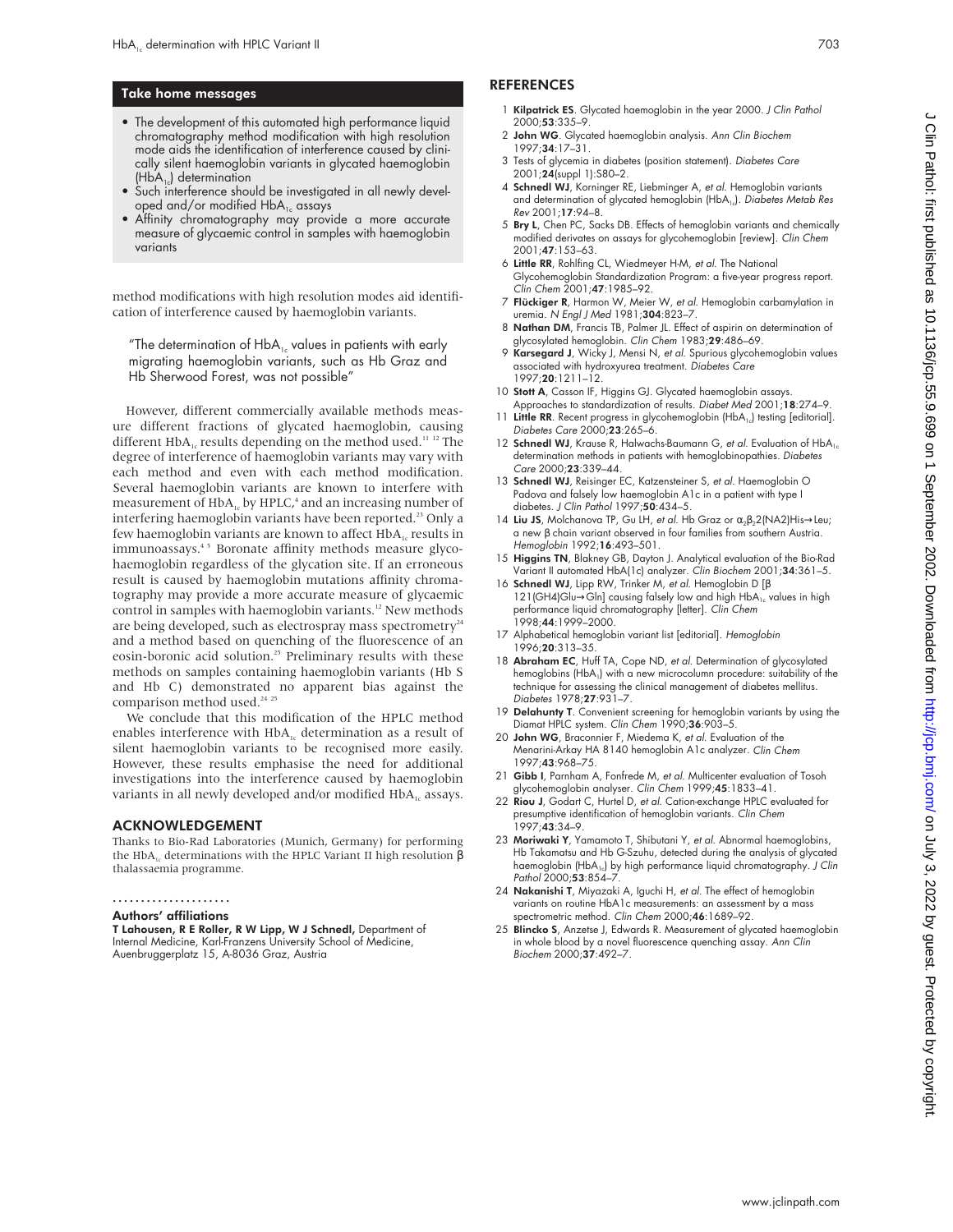### Take home messages

- The development of this automated high performance liquid chromatography method modification with high resolution mode aids the identification of interference caused by clinically silent haemoglobin variants in glycated haemoglobin ($HbA_{1c}$) determination
- Such interference should be investigated in all newly developed and/or modified $HbA_{1c}$ assays
- Affinity chromatography may provide a more accurate measure of glycaemic control in samples with haemoglobin variants

method modifications with high resolution modes aid identification of interference caused by haemoglobin variants.

> "The determination of $HbA_{1c}$ values in patients with early migrating haemoglobin variants, such as Hb Graz and Hb Sherwood Forest, was not possible"

However, different commercially available methods measure different fractions of glycated haemoglobin, causing different $HbA_{1c}$ results depending on the method used.[11,12] The degree of interference of haemoglobin variants may vary with each method and even with each method modification. Several haemoglobin variants are known to interfere with measurement of $HbA_{1c}$ by HPLC,[4] and an increasing number of interfering haemoglobin variants have been reported.[23] Only a few haemoglobin variants are known to affect $HbA_{1c}$ results in immunoassays.[4,5] Boronate affinity methods measure glycohaemoglobin regardless of the glycation site. If an erroneous result is caused by haemoglobin mutations affinity chromatography may provide a more accurate measure of glycaemic control in samples with haemoglobin variants.[12] New methods are being developed, such as electrospray mass spectrometry[24] and a method based on quenching of the fluorescence of an eosin-boronic acid solution.[25] Preliminary results with these methods on samples containing haemoglobin variants (Hb S and Hb C) demonstrated no apparent bias against the comparison method used.[24,25]

We conclude that this modification of the HPLC method enables interference with $HbA_{1c}$ determination as a result of silent haemoglobin variants to be recognised more easily. However, these results emphasise the need for additional investigations into the interference caused by haemoglobin variants in all newly developed and/or modified $HbA_{1c}$ assays.

## ACKNOWLEDGEMENT

Thanks to Bio-Rad Laboratories (Munich, Germany) for performing the $HbA_{1c}$ determinations with the HPLC Variant II high resolution β thalassaemia programme.

### Authors' affiliations

**T Lahousen, R E Roller, R W Lipp, W J Schnedl,** Department of Internal Medicine, Karl-Franzens University School of Medicine, Auenbruggerplatz 15, A-8036 Graz, Austria

## REFERENCES

1. **Kilpatrick ES**. Glycated haemoglobin in the year 2000. *J Clin Pathol* 2000;**53**:335–9.
2. **John WG**. Glycated haemoglobin analysis. *Ann Clin Biochem* 1997;**34**:17–31.
3. Tests of glycemia in diabetes (position statement). *Diabetes Care* 2001;**24**(suppl 1):S80–2.
4. **Schnedl WJ**, Korninger RE, Liebminger A, *et al.* Hemoglobin variants and determination of glycated hemoglobin ($HbA_{1c}$). *Diabetes Metab Res Rev* 2001;**17**:94–8.
5. **Bry L**, Chen PC, Sacks DB. Effects of hemoglobin variants and chemically modified derivates on assays for glycohemoglobin [review]. *Clin Chem* 2001;**47**:153–63.
6. **Little RR**, Rohlfing CL, Wiedmeyer H-M, *et al.* The National Glycohemoglobin Standardization Program: a five-year progress report. *Clin Chem* 2001;**47**:1985–92.
7. **Flückiger R**, Harmon W, Meier W, *et al.* Hemoglobin carbamylation in uremia. *N Engl J Med* 1981;**304**:823–7.
8. **Nathan DM**, Francis TB, Palmer JL. Effect of aspirin on determination of glycosylated hemoglobin. *Clin Chem* 1983;**29**:486–69.
9. **Karsegard J**, Wicky J, Mensi N, *et al.* Spurious glycohemoglobin values associated with hydroxyurea treatment. *Diabetes Care* 1997;**20**:1211–12.
10. **Stott A**, Casson IF, Higgins GJ. Glycated haemoglobin assays. Approaches to standardization of results. *Diabet Med* 2001;**18**:274–9.
11. **Little RR**. Recent progress in glycohemoglobin ($HbA_{1c}$) testing [editorial]. *Diabetes Care* 2000;**23**:265–6.
12. **Schnedl WJ**, Krause R, Halwachs-Baumann G, *et al.* Evaluation of $HbA_{1c}$ determination methods in patients with hemoglobinopathies. *Diabetes Care* 2000;**23**:339–44.
13. **Schnedl WJ**, Reisinger EC, Katzensteiner S, *et al.* Haemoglobin O Padova and falsely low haemoglobin A1c in a patient with type I diabetes. *J Clin Pathol* 1997;**50**:434–5.
14. **Liu JS**, Molchanova TP, Gu LH, *et al.* Hb Graz or $\alpha_2\beta_2 2$(NA2)His→Leu; a new β chain variant observed in four families from southern Austria. *Hemoglobin* 1992;**16**:493–501.
15. **Higgins TN**, Blakney GB, Dayton J. Analytical evaluation of the Bio-Rad Variant II automated HbA(1c) analyzer. *Clin Biochem* 2001;**34**:361–5.
16. **Schnedl WJ**, Lipp RW, Trinker M, *et al.* Hemoglobin D [β 121(GH4)Glu→Gln] causing falsely low and high $HbA_{1c}$ values in high performance liquid chromatography [letter]. *Clin Chem* 1998;**44**:1999–2000.
17. Alphabetical hemoglobin variant list [editorial]. *Hemoglobin* 1996;**20**:313–35.
18. **Abraham EC**, Huff TA, Cope ND, *et al.* Determination of glycosylated hemoglobins ($HbA_1$) with a new microcolumn procedure: suitability of the technique for assessing the clinical management of diabetes mellitus. *Diabetes* 1978;**27**:931–7.
19. **Delahunty T**. Convenient screening for hemoglobin variants by using the Diamat HPLC system. *Clin Chem* 1990;**36**:903–5.
20. **John WG**, Braconnier F, Miedema K, *et al.* Evaluation of the Menarini-Arkay HA 8140 hemoglobin A1c analyzer. *Clin Chem* 1997;**43**:968–75.
21. **Gibb I**, Parnham A, Fonfrede M, *et al.* Multicenter evaluation of Tosoh glycohemoglobin analyser. *Clin Chem* 1999;**45**:1833–41.
22. **Riou J**, Godart C, Hurtel D, *et al.* Cation-exchange HPLC evaluated for presumptive identification of hemoglobin variants. *Clin Chem* 1997;**43**:34–9.
23. **Moriwaki Y**, Yamamoto T, Shibutani Y, *et al.* Abnormal haemoglobins, Hb Takamatsu and Hb G-Szuhu, detected during the analysis of glycated haemoglobin ($HbA_{1c}$) by high performance liquid chromatography. *J Clin Pathol* 2000;**53**:854–7.
24. **Nakanishi T**, Miyazaki A, Iguchi H, *et al.* The effect of hemoglobin variants on routine HbA1c measurements: an assessment by a mass spectrometric method. *Clin Chem* 2000;**46**:1689–92.
25. **Blincko S**, Anzetse J, Edwards R. Measurement of glycated haemoglobin in whole blood by a novel fluorescence quenching assay. *Ann Clin Biochem* 2000;**37**:492–7.